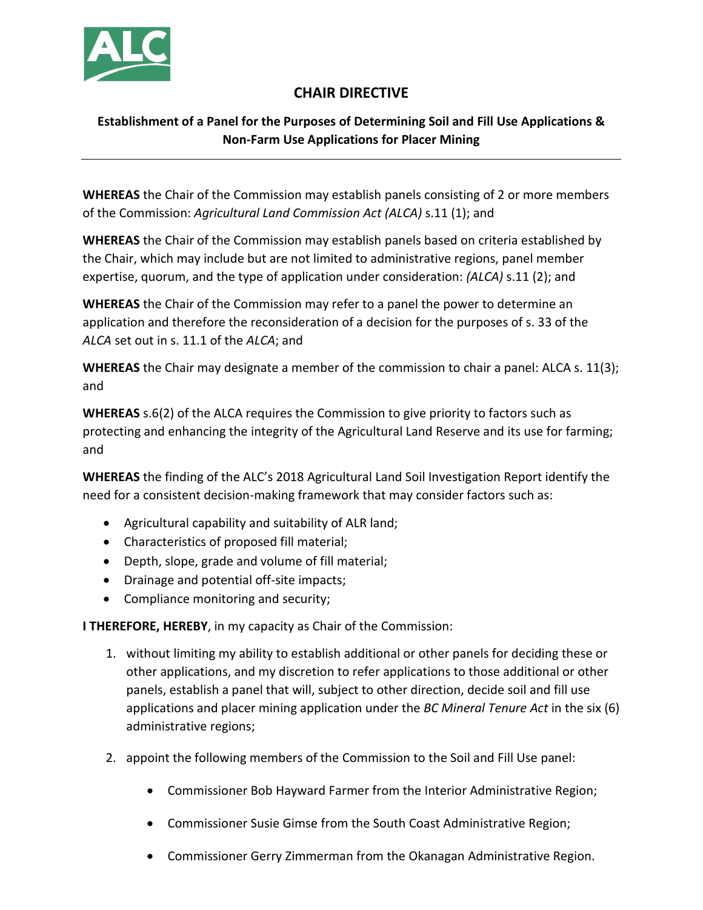# CHAIR DIRECTIVE

## Establishment of a Panel for the Purposes of Determining Soil and Fill Use Applications & Non-Farm Use Applications for Placer Mining

---

**WHEREAS** the Chair of the Commission may establish panels consisting of 2 or more members of the Commission: *Agricultural Land Commission Act (ALCA)* s.11 (1); and

**WHEREAS** the Chair of the Commission may establish panels based on criteria established by the Chair, which may include but are not limited to administrative regions, panel member expertise, quorum, and the type of application under consideration: *(ALCA)* s.11 (2); and

**WHEREAS** the Chair of the Commission may refer to a panel the power to determine an application and therefore the reconsideration of a decision for the purposes of s. 33 of the *ALCA* set out in s. 11.1 of the *ALCA*; and

**WHEREAS** the Chair may designate a member of the commission to chair a panel: ALCA s. 11(3); and

**WHEREAS** s.6(2) of the ALCA requires the Commission to give priority to factors such as protecting and enhancing the integrity of the Agricultural Land Reserve and its use for farming; and

**WHEREAS** the finding of the ALC's 2018 Agricultural Land Soil Investigation Report identify the need for a consistent decision-making framework that may consider factors such as:

- Agricultural capability and suitability of ALR land;
- Characteristics of proposed fill material;
- Depth, slope, grade and volume of fill material;
- Drainage and potential off-site impacts;
- Compliance monitoring and security;

**I THEREFORE, HEREBY**, in my capacity as Chair of the Commission:

1. without limiting my ability to establish additional or other panels for deciding these or other applications, and my discretion to refer applications to those additional or other panels, establish a panel that will, subject to other direction, decide soil and fill use applications and placer mining application under the *BC Mineral Tenure Act* in the six (6) administrative regions;

2. appoint the following members of the Commission to the Soil and Fill Use panel:

   - Commissioner Bob Hayward Farmer from the Interior Administrative Region;
   - Commissioner Susie Gimse from the South Coast Administrative Region;
   - Commissioner Gerry Zimmerman from the Okanagan Administrative Region.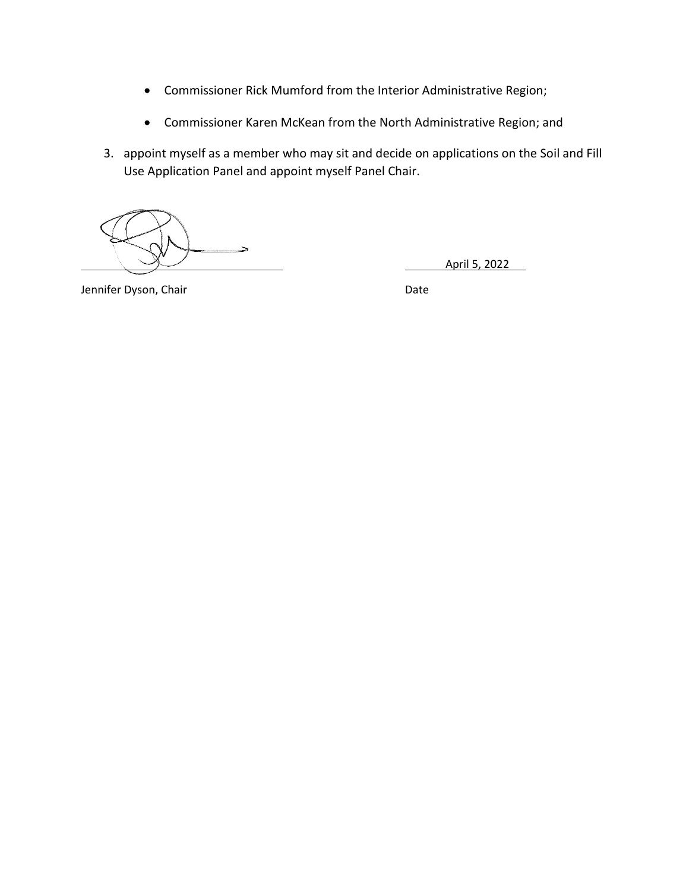- Commissioner Rick Mumford from the Interior Administrative Region;
- Commissioner Karen McKean from the North Administrative Region; and

3. appoint myself as a member who may sit and decide on applications on the Soil and Fill Use Application Panel and appoint myself Panel Chair.

April 5, 2022

Jennifer Dyson, Chair

Date